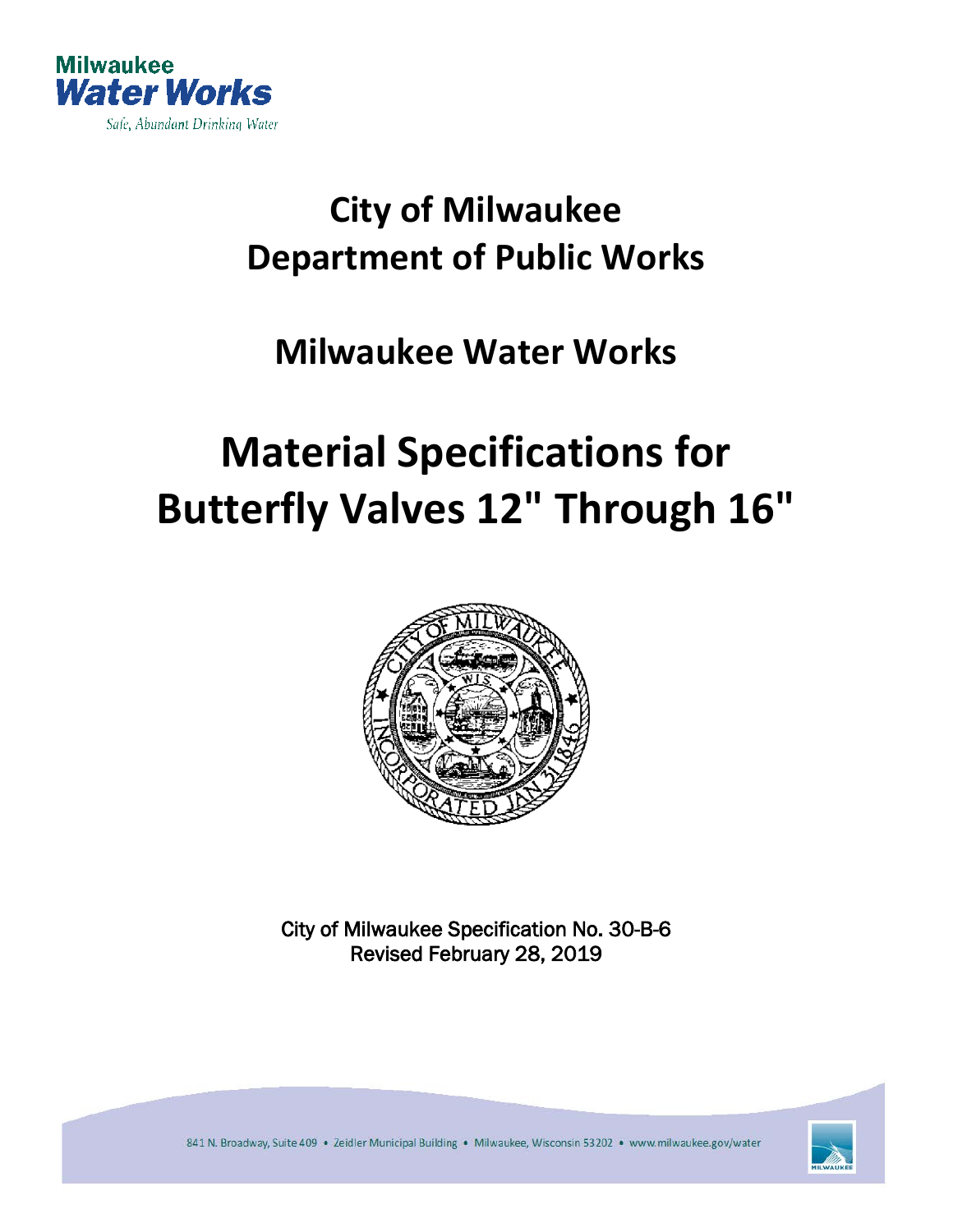Milwaukee Water Works

Safe, Abundant Drinking Water

# City of Milwaukee
# Department of Public Works

## Milwaukee Water Works

# Material Specifications for Butterfly Valves 12" Through 16"

City of Milwaukee Specification No. 30-B-6

Revised February 28, 2019

841 N. Broadway, Suite 409 • Zeidler Municipal Building • Milwaukee, Wisconsin 53202 • www.milwaukee.gov/water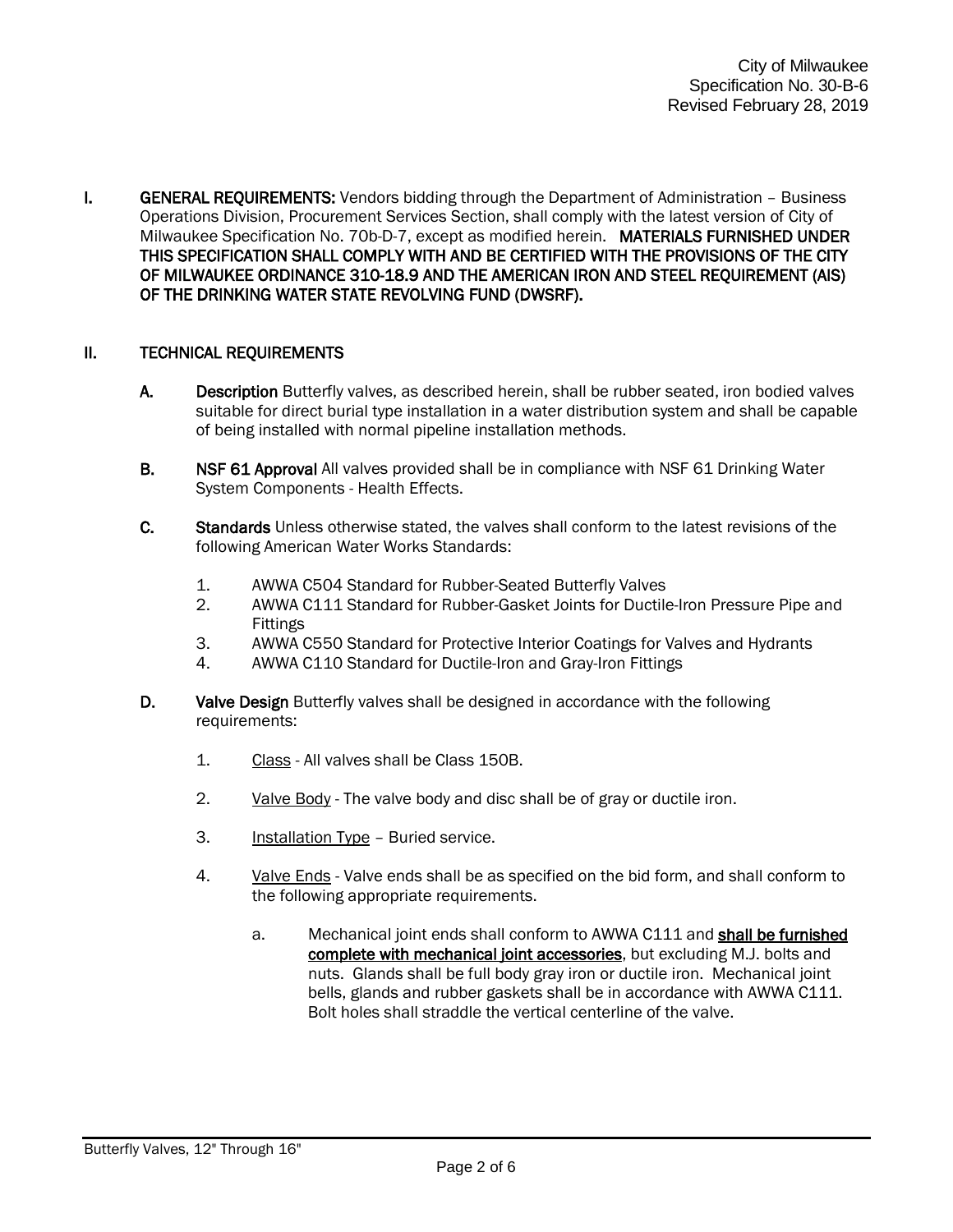**I. GENERAL REQUIREMENTS:** Vendors bidding through the Department of Administration – Business Operations Division, Procurement Services Section, shall comply with the latest version of City of Milwaukee Specification No. 70b-D-7, except as modified herein. **MATERIALS FURNISHED UNDER THIS SPECIFICATION SHALL COMPLY WITH AND BE CERTIFIED WITH THE PROVISIONS OF THE CITY OF MILWAUKEE ORDINANCE 310-18.9 AND THE AMERICAN IRON AND STEEL REQUIREMENT (AIS) OF THE DRINKING WATER STATE REVOLVING FUND (DWSRF).**

**II. TECHNICAL REQUIREMENTS**

**A. Description** Butterfly valves, as described herein, shall be rubber seated, iron bodied valves suitable for direct burial type installation in a water distribution system and shall be capable of being installed with normal pipeline installation methods.

**B. NSF 61 Approval** All valves provided shall be in compliance with NSF 61 Drinking Water System Components - Health Effects.

**C. Standards** Unless otherwise stated, the valves shall conform to the latest revisions of the following American Water Works Standards:

1. AWWA C504 Standard for Rubber-Seated Butterfly Valves
2. AWWA C111 Standard for Rubber-Gasket Joints for Ductile-Iron Pressure Pipe and Fittings
3. AWWA C550 Standard for Protective Interior Coatings for Valves and Hydrants
4. AWWA C110 Standard for Ductile-Iron and Gray-Iron Fittings

**D. Valve Design** Butterfly valves shall be designed in accordance with the following requirements:

1. Class - All valves shall be Class 150B.

2. Valve Body - The valve body and disc shall be of gray or ductile iron.

3. Installation Type – Buried service.

4. Valve Ends - Valve ends shall be as specified on the bid form, and shall conform to the following appropriate requirements.

   a. Mechanical joint ends shall conform to AWWA C111 and **shall be furnished complete with mechanical joint accessories**, but excluding M.J. bolts and nuts. Glands shall be full body gray iron or ductile iron. Mechanical joint bells, glands and rubber gaskets shall be in accordance with AWWA C111. Bolt holes shall straddle the vertical centerline of the valve.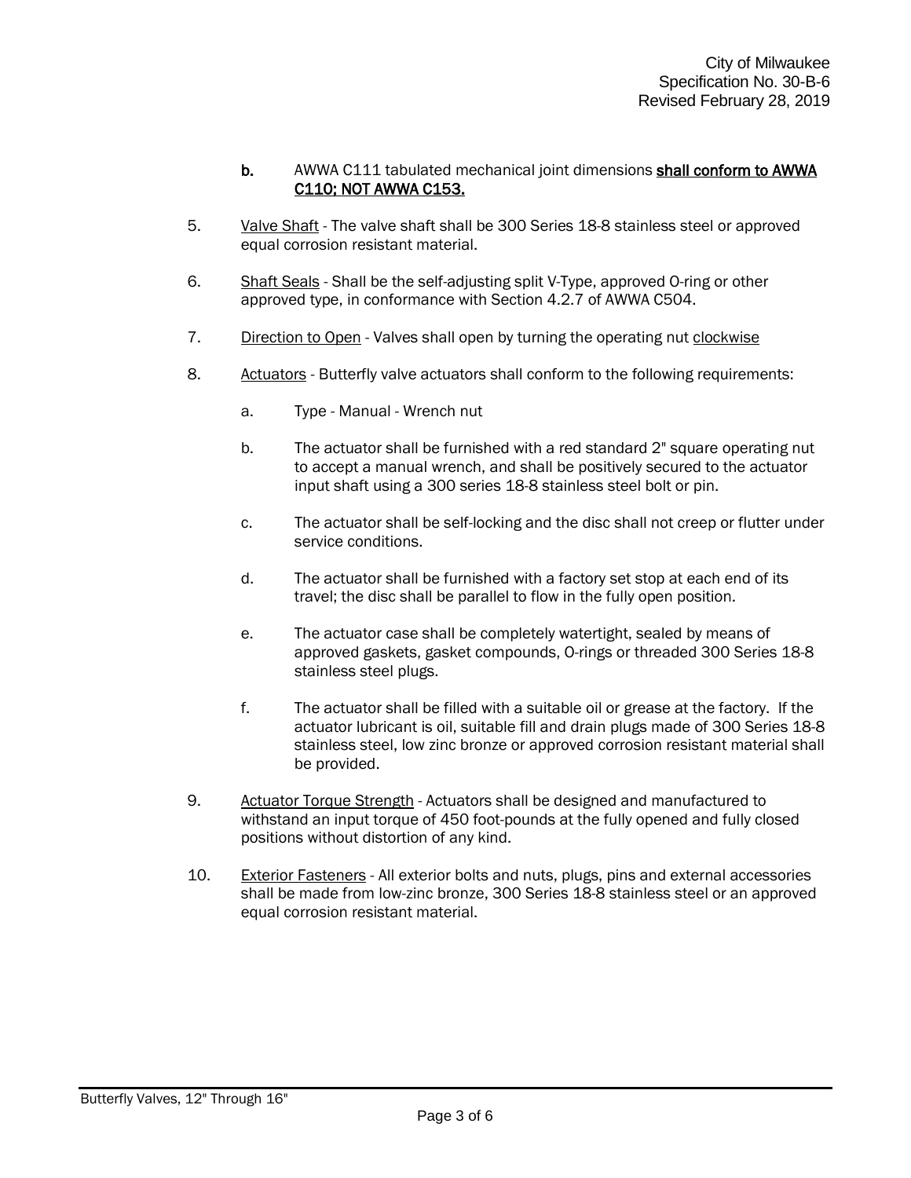**b.** AWWA C111 tabulated mechanical joint dimensions **shall conform to AWWA C110; NOT AWWA C153.**

5. Valve Shaft - The valve shaft shall be 300 Series 18-8 stainless steel or approved equal corrosion resistant material.

6. Shaft Seals - Shall be the self-adjusting split V-Type, approved O-ring or other approved type, in conformance with Section 4.2.7 of AWWA C504.

7. Direction to Open - Valves shall open by turning the operating nut clockwise

8. Actuators - Butterfly valve actuators shall conform to the following requirements:

   a. Type - Manual - Wrench nut

   b. The actuator shall be furnished with a red standard 2" square operating nut to accept a manual wrench, and shall be positively secured to the actuator input shaft using a 300 series 18-8 stainless steel bolt or pin.

   c. The actuator shall be self-locking and the disc shall not creep or flutter under service conditions.

   d. The actuator shall be furnished with a factory set stop at each end of its travel; the disc shall be parallel to flow in the fully open position.

   e. The actuator case shall be completely watertight, sealed by means of approved gaskets, gasket compounds, O-rings or threaded 300 Series 18-8 stainless steel plugs.

   f. The actuator shall be filled with a suitable oil or grease at the factory. If the actuator lubricant is oil, suitable fill and drain plugs made of 300 Series 18-8 stainless steel, low zinc bronze or approved corrosion resistant material shall be provided.

9. Actuator Torque Strength - Actuators shall be designed and manufactured to withstand an input torque of 450 foot-pounds at the fully opened and fully closed positions without distortion of any kind.

10. Exterior Fasteners - All exterior bolts and nuts, plugs, pins and external accessories shall be made from low-zinc bronze, 300 Series 18-8 stainless steel or an approved equal corrosion resistant material.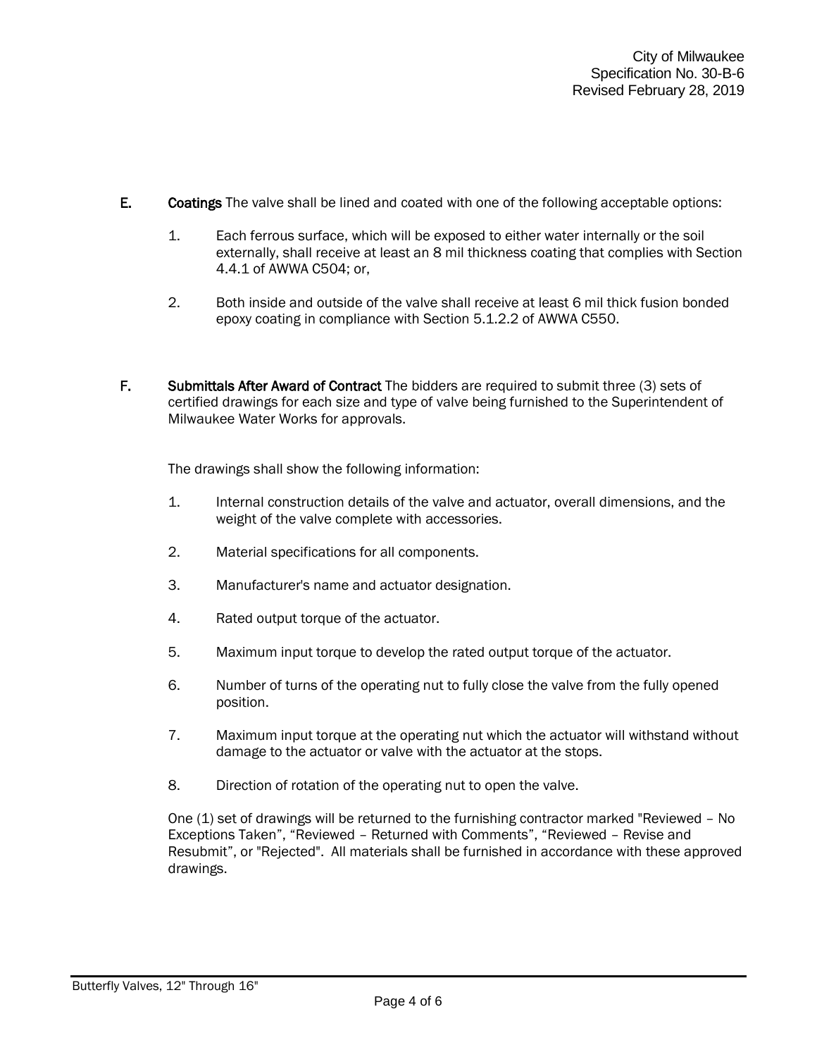**E.** **Coatings** The valve shall be lined and coated with one of the following acceptable options:

1. Each ferrous surface, which will be exposed to either water internally or the soil externally, shall receive at least an 8 mil thickness coating that complies with Section 4.4.1 of AWWA C504; or,

2. Both inside and outside of the valve shall receive at least 6 mil thick fusion bonded epoxy coating in compliance with Section 5.1.2.2 of AWWA C550.

**F.** **Submittals After Award of Contract** The bidders are required to submit three (3) sets of certified drawings for each size and type of valve being furnished to the Superintendent of Milwaukee Water Works for approvals.

The drawings shall show the following information:

1. Internal construction details of the valve and actuator, overall dimensions, and the weight of the valve complete with accessories.

2. Material specifications for all components.

3. Manufacturer's name and actuator designation.

4. Rated output torque of the actuator.

5. Maximum input torque to develop the rated output torque of the actuator.

6. Number of turns of the operating nut to fully close the valve from the fully opened position.

7. Maximum input torque at the operating nut which the actuator will withstand without damage to the actuator or valve with the actuator at the stops.

8. Direction of rotation of the operating nut to open the valve.

One (1) set of drawings will be returned to the furnishing contractor marked "Reviewed – No Exceptions Taken", "Reviewed – Returned with Comments", "Reviewed – Revise and Resubmit", or "Rejected". All materials shall be furnished in accordance with these approved drawings.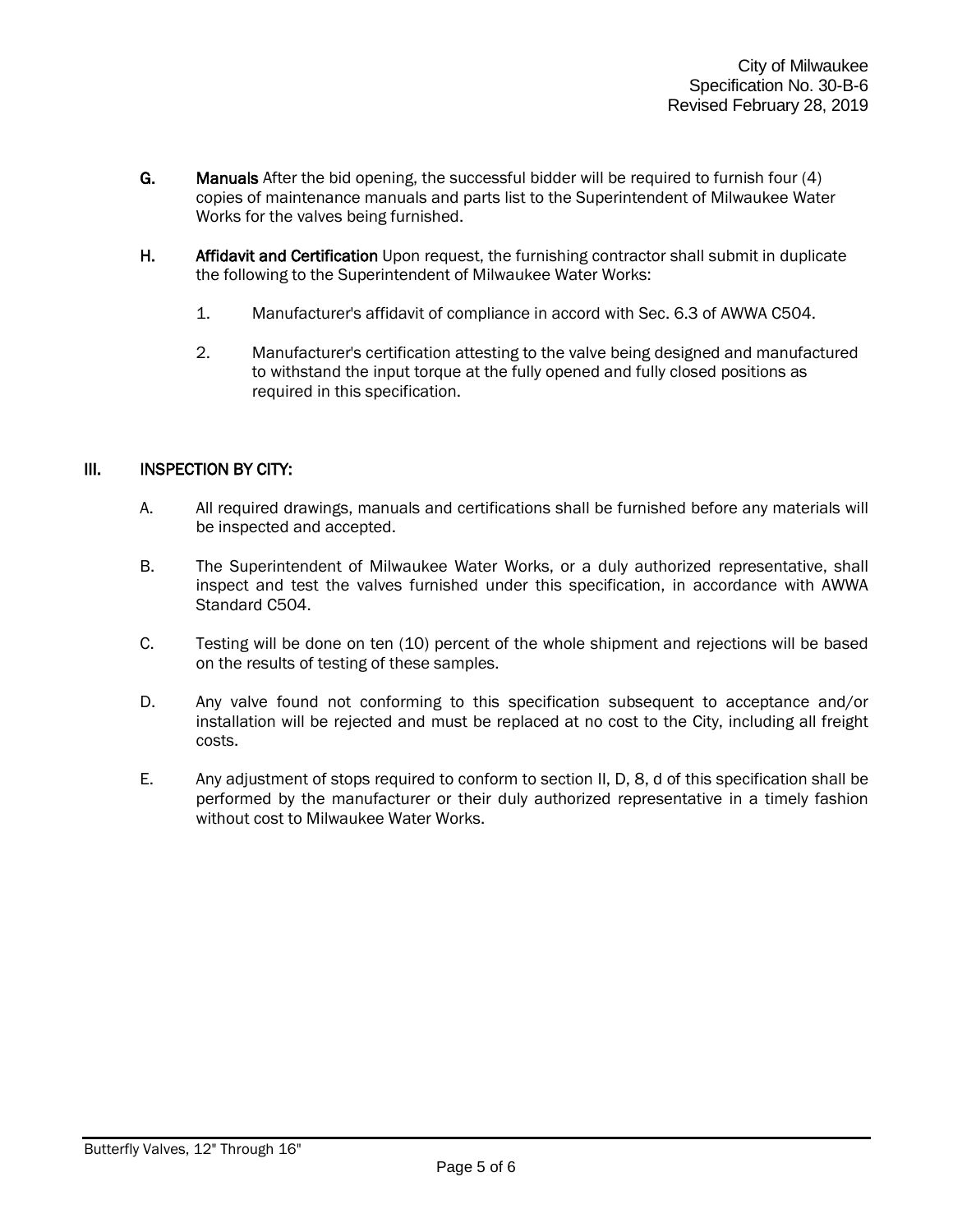**G.** **Manuals** After the bid opening, the successful bidder will be required to furnish four (4) copies of maintenance manuals and parts list to the Superintendent of Milwaukee Water Works for the valves being furnished.

**H.** **Affidavit and Certification** Upon request, the furnishing contractor shall submit in duplicate the following to the Superintendent of Milwaukee Water Works:

1. Manufacturer's affidavit of compliance in accord with Sec. 6.3 of AWWA C504.

2. Manufacturer's certification attesting to the valve being designed and manufactured to withstand the input torque at the fully opened and fully closed positions as required in this specification.

## III. INSPECTION BY CITY:

A. All required drawings, manuals and certifications shall be furnished before any materials will be inspected and accepted.

B. The Superintendent of Milwaukee Water Works, or a duly authorized representative, shall inspect and test the valves furnished under this specification, in accordance with AWWA Standard C504.

C. Testing will be done on ten (10) percent of the whole shipment and rejections will be based on the results of testing of these samples.

D. Any valve found not conforming to this specification subsequent to acceptance and/or installation will be rejected and must be replaced at no cost to the City, including all freight costs.

E. Any adjustment of stops required to conform to section II, D, 8, d of this specification shall be performed by the manufacturer or their duly authorized representative in a timely fashion without cost to Milwaukee Water Works.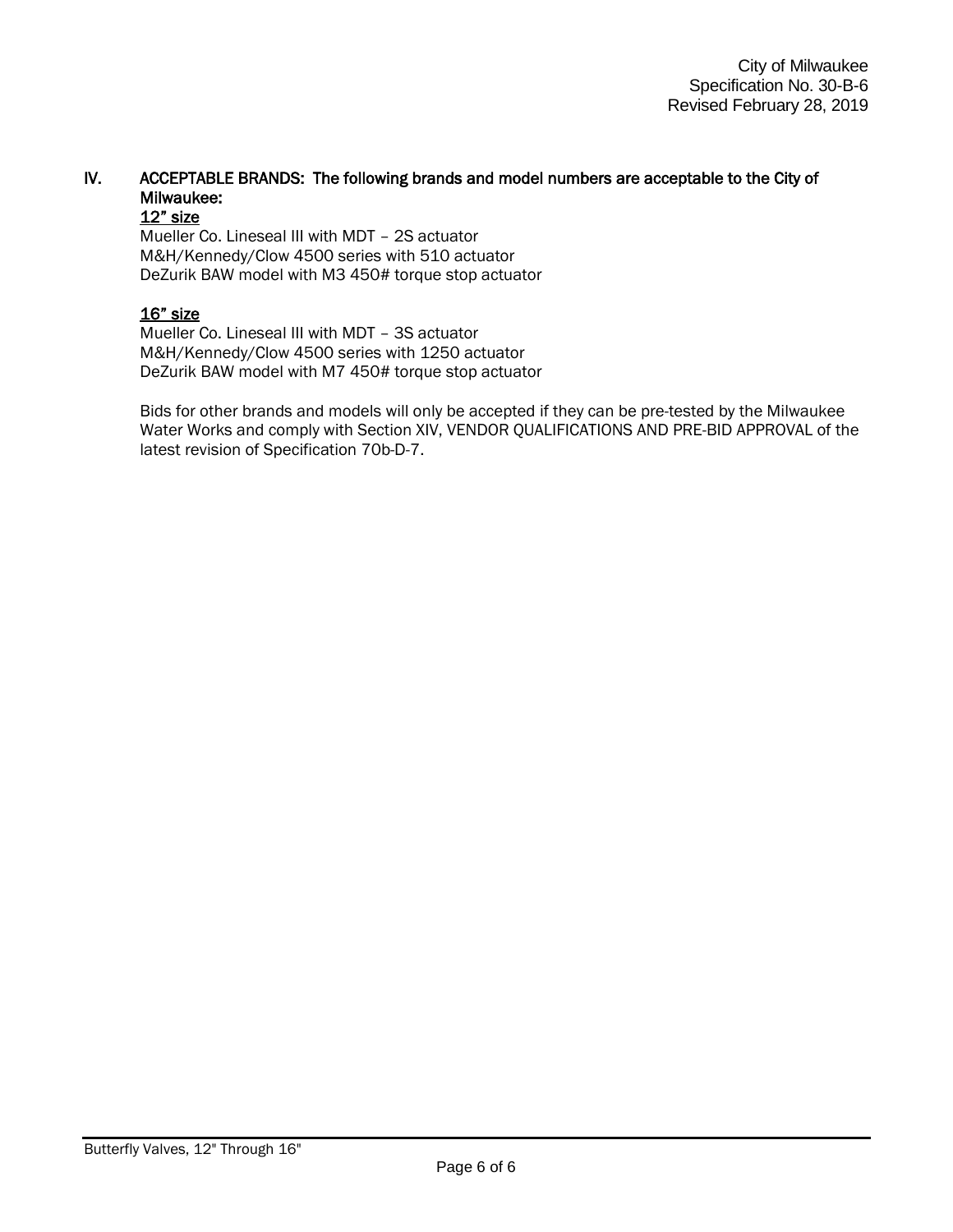## IV. ACCEPTABLE BRANDS: The following brands and model numbers are acceptable to the City of Milwaukee:

<u>12" size</u>

Mueller Co. Lineseal III with MDT – 2S actuator
M&H/Kennedy/Clow 4500 series with 510 actuator
DeZurik BAW model with M3 450# torque stop actuator

<u>16" size</u>

Mueller Co. Lineseal III with MDT – 3S actuator
M&H/Kennedy/Clow 4500 series with 1250 actuator
DeZurik BAW model with M7 450# torque stop actuator

Bids for other brands and models will only be accepted if they can be pre-tested by the Milwaukee Water Works and comply with Section XIV, VENDOR QUALIFICATIONS AND PRE-BID APPROVAL of the latest revision of Specification 70b-D-7.